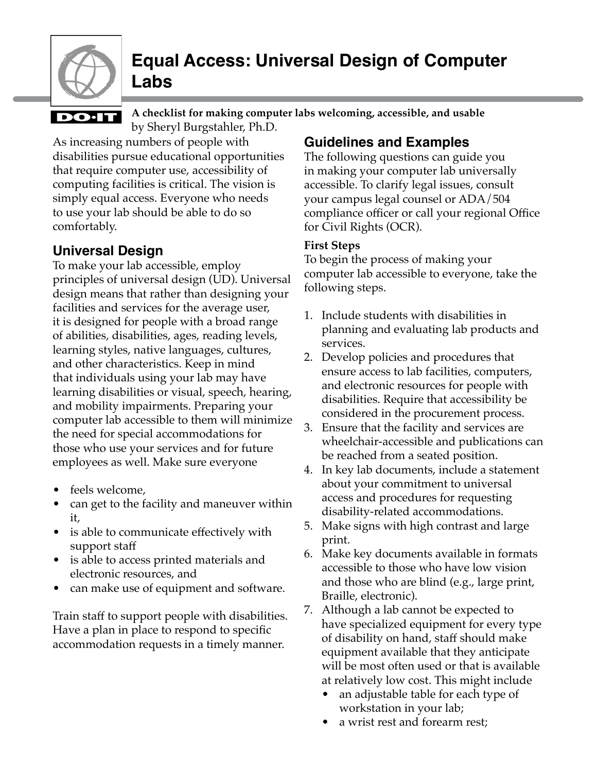# Equal Access: Universal Design of Computer Labs

**A checklist for making computer labs welcoming, accessible, and usable**
by Sheryl Burgstahler, Ph.D.

As increasing numbers of people with disabilities pursue educational opportunities that require computer use, accessibility of computing facilities is critical. The vision is simply equal access. Everyone who needs to use your lab should be able to do so comfortably.

## Universal Design

To make your lab accessible, employ principles of universal design (UD). Universal design means that rather than designing your facilities and services for the average user, it is designed for people with a broad range of abilities, disabilities, ages, reading levels, learning styles, native languages, cultures, and other characteristics. Keep in mind that individuals using your lab may have learning disabilities or visual, speech, hearing, and mobility impairments. Preparing your computer lab accessible to them will minimize the need for special accommodations for those who use your services and for future employees as well. Make sure everyone

- feels welcome,
- can get to the facility and maneuver within it,
- is able to communicate effectively with support staff
- is able to access printed materials and electronic resources, and
- can make use of equipment and software.

Train staff to support people with disabilities. Have a plan in place to respond to specific accommodation requests in a timely manner.

## Guidelines and Examples

The following questions can guide you in making your computer lab universally accessible. To clarify legal issues, consult your campus legal counsel or ADA/504 compliance officer or call your regional Office for Civil Rights (OCR).

### First Steps

To begin the process of making your computer lab accessible to everyone, take the following steps.

1. Include students with disabilities in planning and evaluating lab products and services.
2. Develop policies and procedures that ensure access to lab facilities, computers, and electronic resources for people with disabilities. Require that accessibility be considered in the procurement process.
3. Ensure that the facility and services are wheelchair-accessible and publications can be reached from a seated position.
4. In key lab documents, include a statement about your commitment to universal access and procedures for requesting disability-related accommodations.
5. Make signs with high contrast and large print.
6. Make key documents available in formats accessible to those who have low vision and those who are blind (e.g., large print, Braille, electronic).
7. Although a lab cannot be expected to have specialized equipment for every type of disability on hand, staff should make equipment available that they anticipate will be most often used or that is available at relatively low cost. This might include
   - an adjustable table for each type of workstation in your lab;
   - a wrist rest and forearm rest;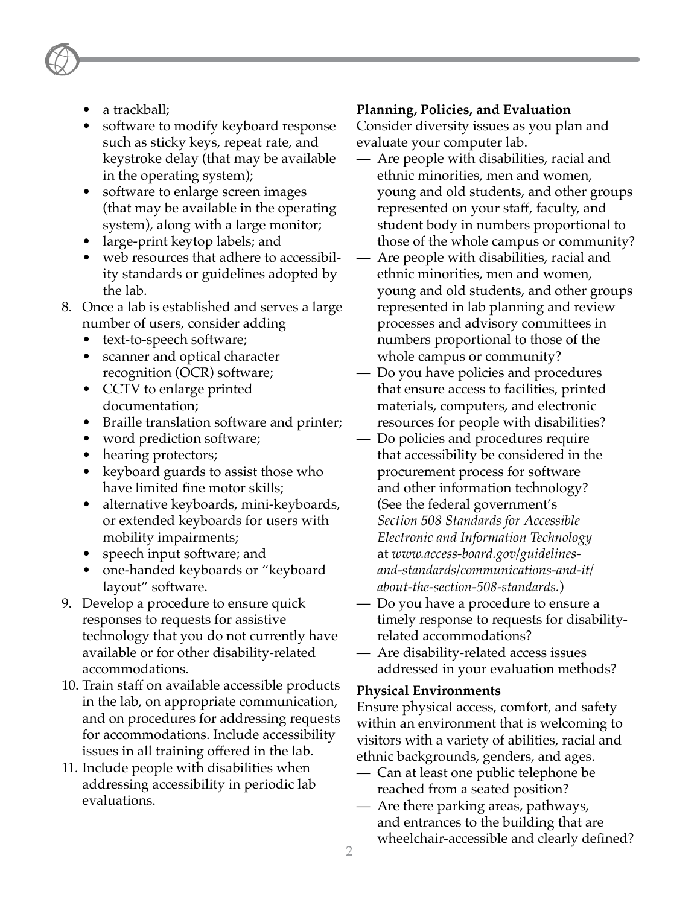- a trackball;
- software to modify keyboard response such as sticky keys, repeat rate, and keystroke delay (that may be available in the operating system);
- software to enlarge screen images (that may be available in the operating system), along with a large monitor;
- large-print keytop labels; and
- web resources that adhere to accessibility standards or guidelines adopted by the lab.

8. Once a lab is established and serves a large number of users, consider adding
   - text-to-speech software;
   - scanner and optical character recognition (OCR) software;
   - CCTV to enlarge printed documentation;
   - Braille translation software and printer;
   - word prediction software;
   - hearing protectors;
   - keyboard guards to assist those who have limited fine motor skills;
   - alternative keyboards, mini-keyboards, or extended keyboards for users with mobility impairments;
   - speech input software; and
   - one-handed keyboards or "keyboard layout" software.
9. Develop a procedure to ensure quick responses to requests for assistive technology that you do not currently have available or for other disability-related accommodations.
10. Train staff on available accessible products in the lab, on appropriate communication, and on procedures for addressing requests for accommodations. Include accessibility issues in all training offered in the lab.
11. Include people with disabilities when addressing accessibility in periodic lab evaluations.

**Planning, Policies, and Evaluation**

Consider diversity issues as you plan and evaluate your computer lab.

— Are people with disabilities, racial and ethnic minorities, men and women, young and old students, and other groups represented on your staff, faculty, and student body in numbers proportional to those of the whole campus or community?

— Are people with disabilities, racial and ethnic minorities, men and women, young and old students, and other groups represented in lab planning and review processes and advisory committees in numbers proportional to those of the whole campus or community?

— Do you have policies and procedures that ensure access to facilities, printed materials, computers, and electronic resources for people with disabilities?

— Do policies and procedures require that accessibility be considered in the procurement process for software and other information technology? (See the federal government's *Section 508 Standards for Accessible Electronic and Information Technology* at *www.access-board.gov/guidelines-and-standards/communications-and-it/about-the-section-508-standards.*)

— Do you have a procedure to ensure a timely response to requests for disability-related accommodations?

— Are disability-related access issues addressed in your evaluation methods?

**Physical Environments**

Ensure physical access, comfort, and safety within an environment that is welcoming to visitors with a variety of abilities, racial and ethnic backgrounds, genders, and ages.

— Can at least one public telephone be reached from a seated position?

— Are there parking areas, pathways, and entrances to the building that are wheelchair-accessible and clearly defined?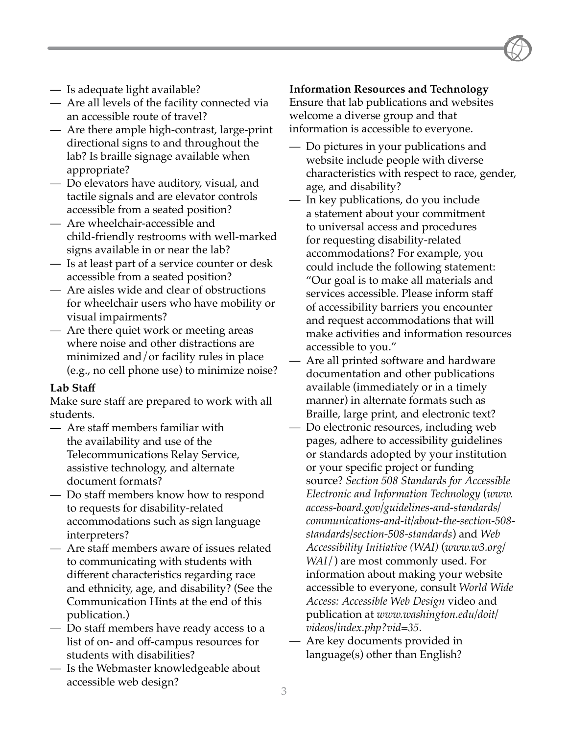- Is adequate light available?
- Are all levels of the facility connected via an accessible route of travel?
- Are there ample high-contrast, large-print directional signs to and throughout the lab? Is braille signage available when appropriate?
- Do elevators have auditory, visual, and tactile signals and are elevator controls accessible from a seated position?
- Are wheelchair-accessible and child-friendly restrooms with well-marked signs available in or near the lab?
- Is at least part of a service counter or desk accessible from a seated position?
- Are aisles wide and clear of obstructions for wheelchair users who have mobility or visual impairments?
- Are there quiet work or meeting areas where noise and other distractions are minimized and/or facility rules in place (e.g., no cell phone use) to minimize noise?

**Lab Staff**

Make sure staff are prepared to work with all students.

- Are staff members familiar with the availability and use of the Telecommunications Relay Service, assistive technology, and alternate document formats?
- Do staff members know how to respond to requests for disability-related accommodations such as sign language interpreters?
- Are staff members aware of issues related to communicating with students with different characteristics regarding race and ethnicity, age, and disability? (See the Communication Hints at the end of this publication.)
- Do staff members have ready access to a list of on- and off-campus resources for students with disabilities?
- Is the Webmaster knowledgeable about accessible web design?

**Information Resources and Technology**

Ensure that lab publications and websites welcome a diverse group and that information is accessible to everyone.

- Do pictures in your publications and website include people with diverse characteristics with respect to race, gender, age, and disability?
- In key publications, do you include a statement about your commitment to universal access and procedures for requesting disability-related accommodations? For example, you could include the following statement: "Our goal is to make all materials and services accessible. Please inform staff of accessibility barriers you encounter and request accommodations that will make activities and information resources accessible to you."
- Are all printed software and hardware documentation and other publications available (immediately or in a timely manner) in alternate formats such as Braille, large print, and electronic text?
- Do electronic resources, including web pages, adhere to accessibility guidelines or standards adopted by your institution or your specific project or funding source? *Section 508 Standards for Accessible Electronic and Information Technology* (*www.access-board.gov/guidelines-and-standards/communications-and-it/about-the-section-508-standards/section-508-standards*) and *Web Accessibility Initiative (WAI)* (*www.w3.org/WAI/*) are most commonly used. For information about making your website accessible to everyone, consult *World Wide Access: Accessible Web Design* video and publication at *www.washington.edu/doit/videos/index.php?vid=35*.
- Are key documents provided in language(s) other than English?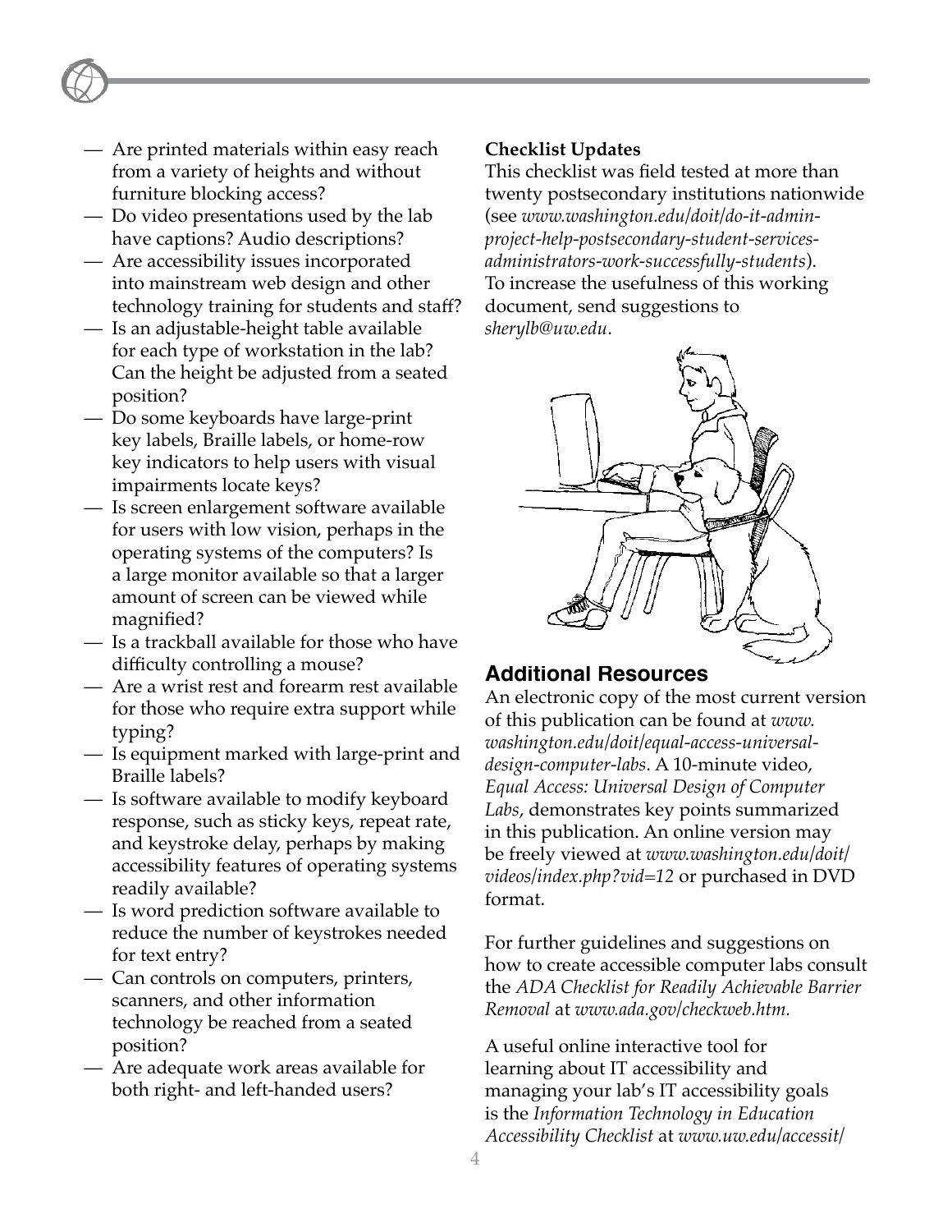- Are printed materials within easy reach from a variety of heights and without furniture blocking access?
- Do video presentations used by the lab have captions? Audio descriptions?
- Are accessibility issues incorporated into mainstream web design and other technology training for students and staff?
- Is an adjustable-height table available for each type of workstation in the lab? Can the height be adjusted from a seated position?
- Do some keyboards have large-print key labels, Braille labels, or home-row key indicators to help users with visual impairments locate keys?
- Is screen enlargement software available for users with low vision, perhaps in the operating systems of the computers? Is a large monitor available so that a larger amount of screen can be viewed while magnified?
- Is a trackball available for those who have difficulty controlling a mouse?
- Are a wrist rest and forearm rest available for those who require extra support while typing?
- Is equipment marked with large-print and Braille labels?
- Is software available to modify keyboard response, such as sticky keys, repeat rate, and keystroke delay, perhaps by making accessibility features of operating systems readily available?
- Is word prediction software available to reduce the number of keystrokes needed for text entry?
- Can controls on computers, printers, scanners, and other information technology be reached from a seated position?
- Are adequate work areas available for both right- and left-handed users?

**Checklist Updates**

This checklist was field tested at more than twenty postsecondary institutions nationwide (see *www.washington.edu/doit/do-it-admin-project-help-postsecondary-student-services-administrators-work-successfully-students*). To increase the usefulness of this working document, send suggestions to *sherylb@uw.edu*.

## Additional Resources

An electronic copy of the most current version of this publication can be found at *www.washington.edu/doit/equal-access-universal-design-computer-labs*. A 10-minute video, *Equal Access: Universal Design of Computer Labs*, demonstrates key points summarized in this publication. An online version may be freely viewed at *www.washington.edu/doit/videos/index.php?vid=12* or purchased in DVD format.

For further guidelines and suggestions on how to create accessible computer labs consult the *ADA Checklist for Readily Achievable Barrier Removal* at *www.ada.gov/checkweb.htm.*

A useful online interactive tool for learning about IT accessibility and managing your lab's IT accessibility goals is the *Information Technology in Education Accessibility Checklist* at *www.uw.edu/accessit/*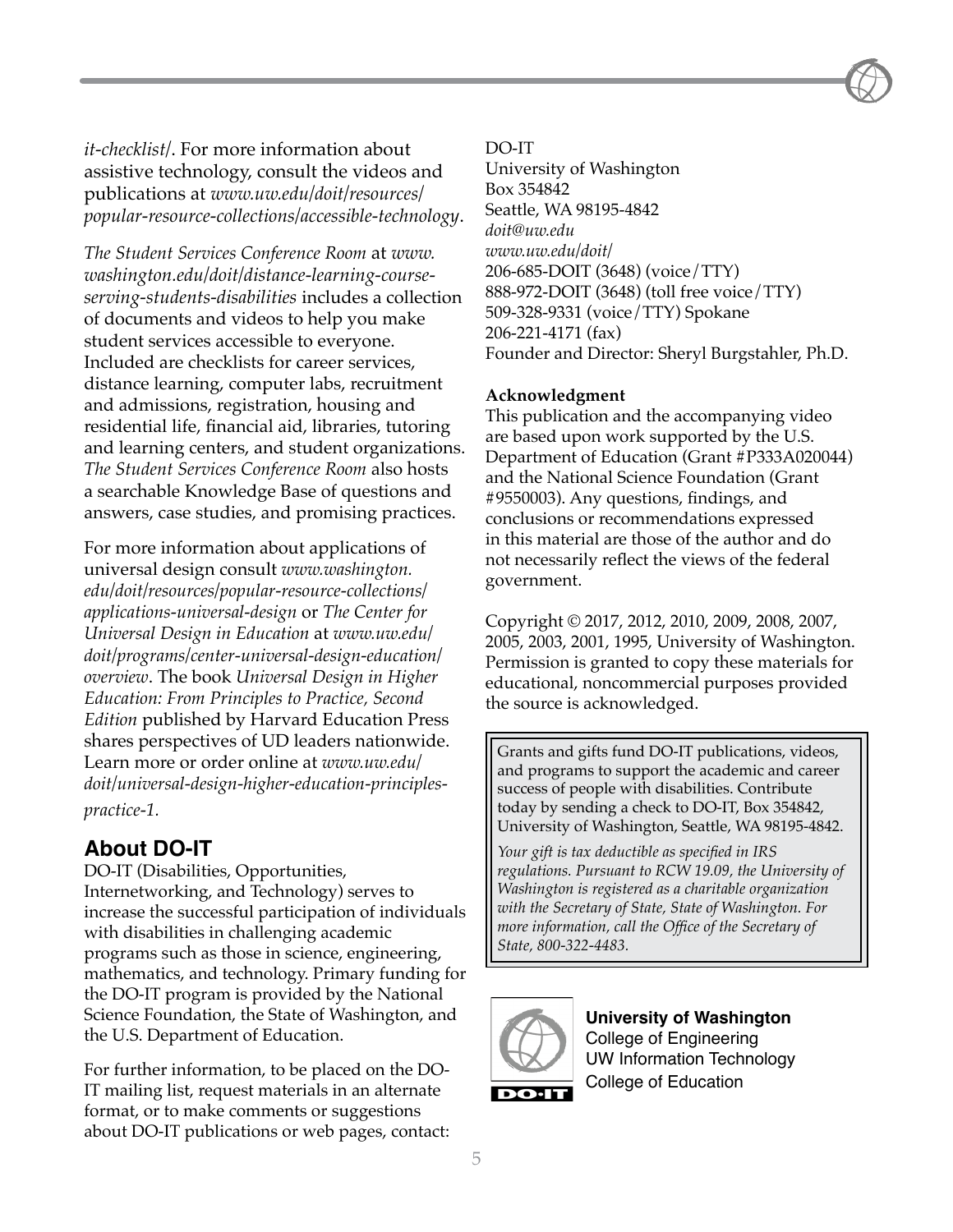*it-checklist/*. For more information about assistive technology, consult the videos and publications at *www.uw.edu/doit/resources/popular-resource-collections/accessible-technology*.

*The Student Services Conference Room* at *www.washington.edu/doit/distance-learning-course-serving-students-disabilities* includes a collection of documents and videos to help you make student services accessible to everyone. Included are checklists for career services, distance learning, computer labs, recruitment and admissions, registration, housing and residential life, financial aid, libraries, tutoring and learning centers, and student organizations. *The Student Services Conference Room* also hosts a searchable Knowledge Base of questions and answers, case studies, and promising practices.

For more information about applications of universal design consult *www.washington.edu/doit/resources/popular-resource-collections/applications-universal-design* or *The Center for Universal Design in Education* at *www.uw.edu/doit/programs/center-universal-design-education/overview*. The book *Universal Design in Higher Education: From Principles to Practice, Second Edition* published by Harvard Education Press shares perspectives of UD leaders nationwide. Learn more or order online at *www.uw.edu/doit/universal-design-higher-education-principles-practice-1.*

## About DO-IT

DO-IT (Disabilities, Opportunities, Internetworking, and Technology) serves to increase the successful participation of individuals with disabilities in challenging academic programs such as those in science, engineering, mathematics, and technology. Primary funding for the DO-IT program is provided by the National Science Foundation, the State of Washington, and the U.S. Department of Education.

For further information, to be placed on the DO-IT mailing list, request materials in an alternate format, or to make comments or suggestions about DO-IT publications or web pages, contact:

DO-IT
University of Washington
Box 354842
Seattle, WA 98195-4842
*doit@uw.edu*
*www.uw.edu/doit/*
206-685-DOIT (3648) (voice/TTY)
888-972-DOIT (3648) (toll free voice/TTY)
509-328-9331 (voice/TTY) Spokane
206-221-4171 (fax)
Founder and Director: Sheryl Burgstahler, Ph.D.

**Acknowledgment**
This publication and the accompanying video are based upon work supported by the U.S. Department of Education (Grant #P333A020044) and the National Science Foundation (Grant #9550003). Any questions, findings, and conclusions or recommendations expressed in this material are those of the author and do not necessarily reflect the views of the federal government.

Copyright © 2017, 2012, 2010, 2009, 2008, 2007, 2005, 2003, 2001, 1995, University of Washington. Permission is granted to copy these materials for educational, noncommercial purposes provided the source is acknowledged.

Grants and gifts fund DO-IT publications, videos, and programs to support the academic and career success of people with disabilities. Contribute today by sending a check to DO-IT, Box 354842, University of Washington, Seattle, WA 98195-4842.

*Your gift is tax deductible as specified in IRS regulations. Pursuant to RCW 19.09, the University of Washington is registered as a charitable organization with the Secretary of State, State of Washington. For more information, call the Office of the Secretary of State, 800-322-4483.*

DO·IT

**University of Washington**
College of Engineering
UW Information Technology
College of Education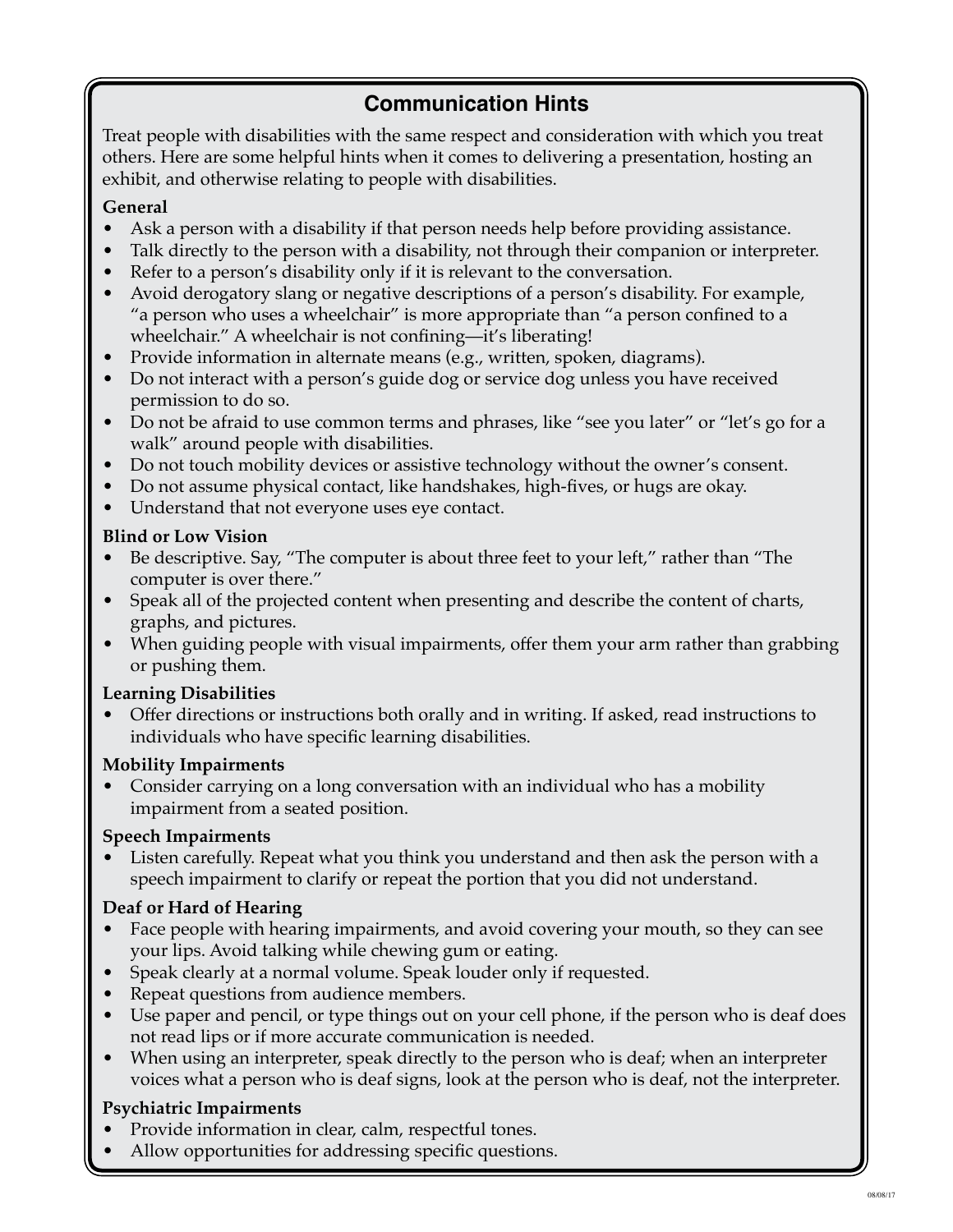## Communication Hints

Treat people with disabilities with the same respect and consideration with which you treat others. Here are some helpful hints when it comes to delivering a presentation, hosting an exhibit, and otherwise relating to people with disabilities.

**General**

- Ask a person with a disability if that person needs help before providing assistance.
- Talk directly to the person with a disability, not through their companion or interpreter.
- Refer to a person's disability only if it is relevant to the conversation.
- Avoid derogatory slang or negative descriptions of a person's disability. For example, "a person who uses a wheelchair" is more appropriate than "a person confined to a wheelchair." A wheelchair is not confining—it's liberating!
- Provide information in alternate means (e.g., written, spoken, diagrams).
- Do not interact with a person's guide dog or service dog unless you have received permission to do so.
- Do not be afraid to use common terms and phrases, like "see you later" or "let's go for a walk" around people with disabilities.
- Do not touch mobility devices or assistive technology without the owner's consent.
- Do not assume physical contact, like handshakes, high-fives, or hugs are okay.
- Understand that not everyone uses eye contact.

**Blind or Low Vision**

- Be descriptive. Say, "The computer is about three feet to your left," rather than "The computer is over there."
- Speak all of the projected content when presenting and describe the content of charts, graphs, and pictures.
- When guiding people with visual impairments, offer them your arm rather than grabbing or pushing them.

**Learning Disabilities**

- Offer directions or instructions both orally and in writing. If asked, read instructions to individuals who have specific learning disabilities.

**Mobility Impairments**

- Consider carrying on a long conversation with an individual who has a mobility impairment from a seated position.

**Speech Impairments**

- Listen carefully. Repeat what you think you understand and then ask the person with a speech impairment to clarify or repeat the portion that you did not understand.

**Deaf or Hard of Hearing**

- Face people with hearing impairments, and avoid covering your mouth, so they can see your lips. Avoid talking while chewing gum or eating.
- Speak clearly at a normal volume. Speak louder only if requested.
- Repeat questions from audience members.
- Use paper and pencil, or type things out on your cell phone, if the person who is deaf does not read lips or if more accurate communication is needed.
- When using an interpreter, speak directly to the person who is deaf; when an interpreter voices what a person who is deaf signs, look at the person who is deaf, not the interpreter.

**Psychiatric Impairments**

- Provide information in clear, calm, respectful tones.
- Allow opportunities for addressing specific questions.

08/08/17